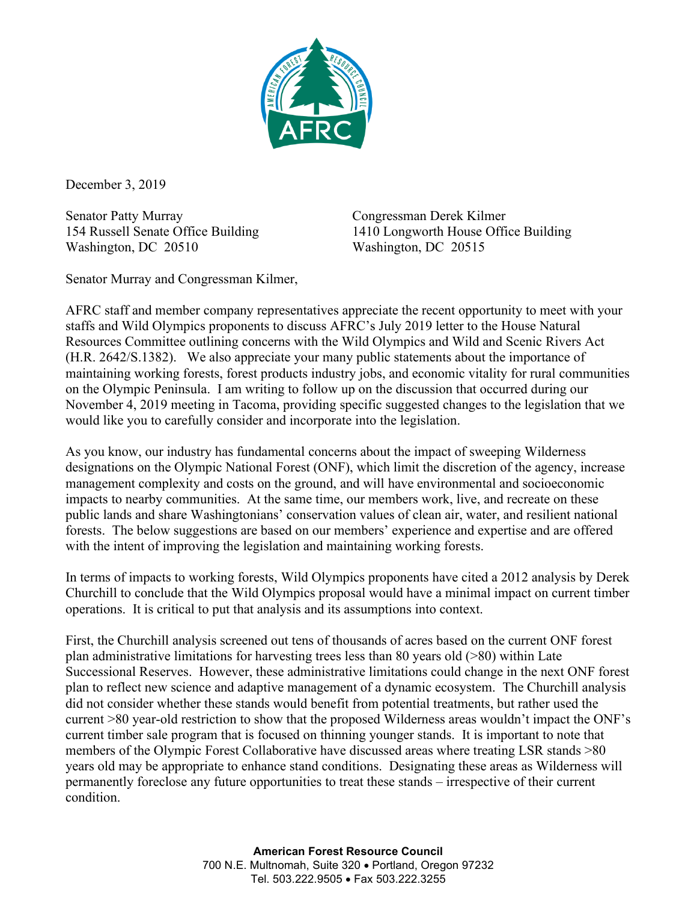December 3, 2019

Senator Patty Murray
154 Russell Senate Office Building
Washington, DC 20510

Congressman Derek Kilmer
1410 Longworth House Office Building
Washington, DC 20515

Senator Murray and Congressman Kilmer,

AFRC staff and member company representatives appreciate the recent opportunity to meet with your staffs and Wild Olympics proponents to discuss AFRC's July 2019 letter to the House Natural Resources Committee outlining concerns with the Wild Olympics and Wild and Scenic Rivers Act (H.R. 2642/S.1382). We also appreciate your many public statements about the importance of maintaining working forests, forest products industry jobs, and economic vitality for rural communities on the Olympic Peninsula. I am writing to follow up on the discussion that occurred during our November 4, 2019 meeting in Tacoma, providing specific suggested changes to the legislation that we would like you to carefully consider and incorporate into the legislation.

As you know, our industry has fundamental concerns about the impact of sweeping Wilderness designations on the Olympic National Forest (ONF), which limit the discretion of the agency, increase management complexity and costs on the ground, and will have environmental and socioeconomic impacts to nearby communities. At the same time, our members work, live, and recreate on these public lands and share Washingtonians' conservation values of clean air, water, and resilient national forests. The below suggestions are based on our members' experience and expertise and are offered with the intent of improving the legislation and maintaining working forests.

In terms of impacts to working forests, Wild Olympics proponents have cited a 2012 analysis by Derek Churchill to conclude that the Wild Olympics proposal would have a minimal impact on current timber operations. It is critical to put that analysis and its assumptions into context.

First, the Churchill analysis screened out tens of thousands of acres based on the current ONF forest plan administrative limitations for harvesting trees less than 80 years old (>80) within Late Successional Reserves. However, these administrative limitations could change in the next ONF forest plan to reflect new science and adaptive management of a dynamic ecosystem. The Churchill analysis did not consider whether these stands would benefit from potential treatments, but rather used the current >80 year-old restriction to show that the proposed Wilderness areas wouldn't impact the ONF's current timber sale program that is focused on thinning younger stands. It is important to note that members of the Olympic Forest Collaborative have discussed areas where treating LSR stands >80 years old may be appropriate to enhance stand conditions. Designating these areas as Wilderness will permanently foreclose any future opportunities to treat these stands – irrespective of their current condition.

**American Forest Resource Council**
700 N.E. Multnomah, Suite 320 • Portland, Oregon 97232
Tel. 503.222.9505 • Fax 503.222.3255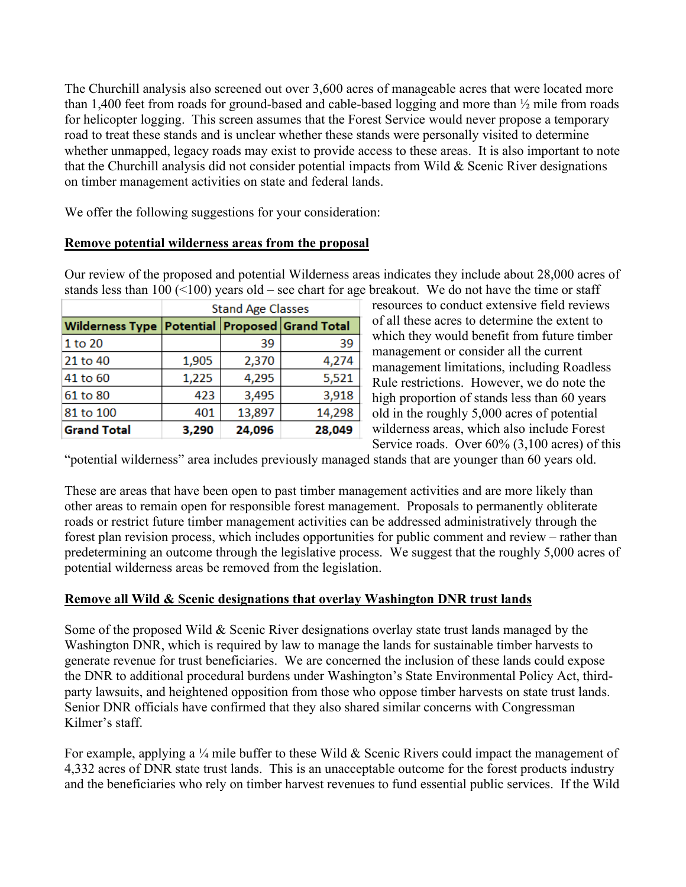The Churchill analysis also screened out over 3,600 acres of manageable acres that were located more than 1,400 feet from roads for ground-based and cable-based logging and more than ½ mile from roads for helicopter logging. This screen assumes that the Forest Service would never propose a temporary road to treat these stands and is unclear whether these stands were personally visited to determine whether unmapped, legacy roads may exist to provide access to these areas. It is also important to note that the Churchill analysis did not consider potential impacts from Wild & Scenic River designations on timber management activities on state and federal lands.

We offer the following suggestions for your consideration:

**<u>Remove potential wilderness areas from the proposal</u>**

Our review of the proposed and potential Wilderness areas indicates they include about 28,000 acres of stands less than 100 (<100) years old – see chart for age breakout. We do not have the time or staff resources to conduct extensive field reviews of all these acres to determine the extent to which they would benefit from future timber management or consider all the current management limitations, including Roadless Rule restrictions. However, we do note the high proportion of stands less than 60 years old in the roughly 5,000 acres of potential wilderness areas, which also include Forest Service roads. Over 60% (3,100 acres) of this "potential wilderness" area includes previously managed stands that are younger than 60 years old.

| | Stand Age Classes | | |
|---|---|---|---|
| **Wilderness Type** | **Potential** | **Proposed** | **Grand Total** |
| 1 to 20 | | 39 | 39 |
| 21 to 40 | 1,905 | 2,370 | 4,274 |
| 41 to 60 | 1,225 | 4,295 | 5,521 |
| 61 to 80 | 423 | 3,495 | 3,918 |
| 81 to 100 | 401 | 13,897 | 14,298 |
| **Grand Total** | **3,290** | **24,096** | **28,049** |

These are areas that have been open to past timber management activities and are more likely than other areas to remain open for responsible forest management. Proposals to permanently obliterate roads or restrict future timber management activities can be addressed administratively through the forest plan revision process, which includes opportunities for public comment and review – rather than predetermining an outcome through the legislative process. We suggest that the roughly 5,000 acres of potential wilderness areas be removed from the legislation.

**<u>Remove all Wild & Scenic designations that overlay Washington DNR trust lands</u>**

Some of the proposed Wild & Scenic River designations overlay state trust lands managed by the Washington DNR, which is required by law to manage the lands for sustainable timber harvests to generate revenue for trust beneficiaries. We are concerned the inclusion of these lands could expose the DNR to additional procedural burdens under Washington's State Environmental Policy Act, third-party lawsuits, and heightened opposition from those who oppose timber harvests on state trust lands. Senior DNR officials have confirmed that they also shared similar concerns with Congressman Kilmer's staff.

For example, applying a ¼ mile buffer to these Wild & Scenic Rivers could impact the management of 4,332 acres of DNR state trust lands. This is an unacceptable outcome for the forest products industry and the beneficiaries who rely on timber harvest revenues to fund essential public services. If the Wild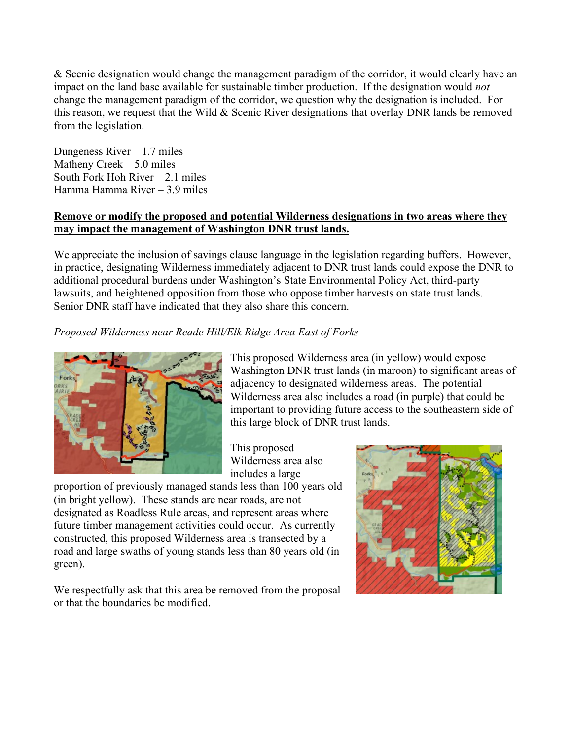& Scenic designation would change the management paradigm of the corridor, it would clearly have an impact on the land base available for sustainable timber production. If the designation would *not* change the management paradigm of the corridor, we question why the designation is included. For this reason, we request that the Wild & Scenic River designations that overlay DNR lands be removed from the legislation.

Dungeness River – 1.7 miles
Matheny Creek – 5.0 miles
South Fork Hoh River – 2.1 miles
Hamma Hamma River – 3.9 miles

**Remove or modify the proposed and potential Wilderness designations in two areas where they may impact the management of Washington DNR trust lands.**

We appreciate the inclusion of savings clause language in the legislation regarding buffers. However, in practice, designating Wilderness immediately adjacent to DNR trust lands could expose the DNR to additional procedural burdens under Washington's State Environmental Policy Act, third-party lawsuits, and heightened opposition from those who oppose timber harvests on state trust lands. Senior DNR staff have indicated that they also share this concern.

*Proposed Wilderness near Reade Hill/Elk Ridge Area East of Forks*

This proposed Wilderness area (in yellow) would expose Washington DNR trust lands (in maroon) to significant areas of adjacency to designated wilderness areas. The potential Wilderness area also includes a road (in purple) that could be important to providing future access to the southeastern side of this large block of DNR trust lands.

This proposed Wilderness area also includes a large proportion of previously managed stands less than 100 years old (in bright yellow). These stands are near roads, are not designated as Roadless Rule areas, and represent areas where future timber management activities could occur. As currently constructed, this proposed Wilderness area is transected by a road and large swaths of young stands less than 80 years old (in green).

We respectfully ask that this area be removed from the proposal or that the boundaries be modified.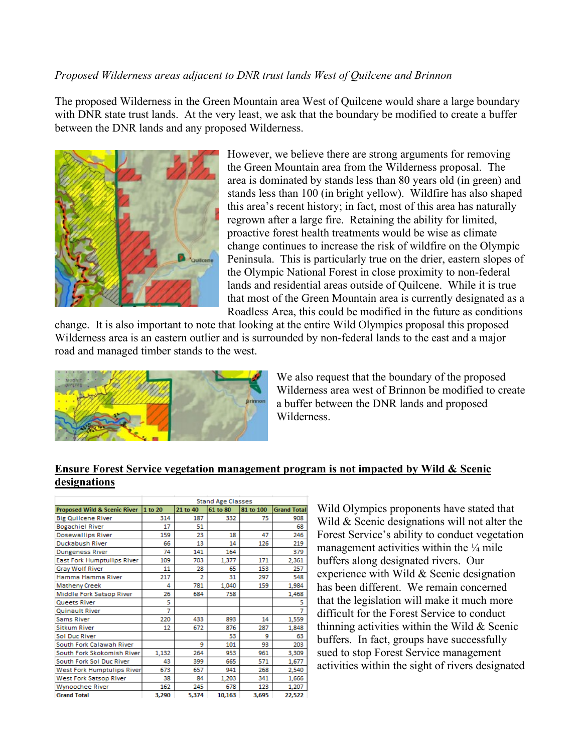*Proposed Wilderness areas adjacent to DNR trust lands West of Quilcene and Brinnon*

The proposed Wilderness in the Green Mountain area West of Quilcene would share a large boundary with DNR state trust lands. At the very least, we ask that the boundary be modified to create a buffer between the DNR lands and any proposed Wilderness.

However, we believe there are strong arguments for removing the Green Mountain area from the Wilderness proposal. The area is dominated by stands less than 80 years old (in green) and stands less than 100 (in bright yellow). Wildfire has also shaped this area's recent history; in fact, most of this area has naturally regrown after a large fire. Retaining the ability for limited, proactive forest health treatments would be wise as climate change continues to increase the risk of wildfire on the Olympic Peninsula. This is particularly true on the drier, eastern slopes of the Olympic National Forest in close proximity to non-federal lands and residential areas outside of Quilcene. While it is true that most of the Green Mountain area is currently designated as a Roadless Area, this could be modified in the future as conditions change. It is also important to note that looking at the entire Wild Olympics proposal this proposed Wilderness area is an eastern outlier and is surrounded by non-federal lands to the east and a major road and managed timber stands to the west.

We also request that the boundary of the proposed Wilderness area west of Brinnon be modified to create a buffer between the DNR lands and proposed Wilderness.

## Ensure Forest Service vegetation management program is not impacted by Wild & Scenic designations

| | Stand Age Classes | | | | |
|---|---|---|---|---|---|
| **Proposed Wild & Scenic River** | **1 to 20** | **21 to 40** | **61 to 80** | **81 to 100** | **Grand Total** |
| Big Quilcene River | 314 | 187 | 332 | 75 | 908 |
| Bogachiel River | 17 | 51 | | | 68 |
| Dosewallips River | 159 | 23 | 18 | 47 | 246 |
| Duckabush River | 66 | 13 | 14 | 126 | 219 |
| Dungeness River | 74 | 141 | 164 | | 379 |
| East Fork Humptulips River | 109 | 703 | 1,377 | 171 | 2,361 |
| Gray Wolf River | 11 | 28 | 65 | 153 | 257 |
| Hamma Hamma River | 217 | 2 | 31 | 297 | 548 |
| Matheny Creek | 4 | 781 | 1,040 | 159 | 1,984 |
| Middle Fork Satsop River | 26 | 684 | 758 | | 1,468 |
| Queets River | 5 | | | | 5 |
| Quinault River | 7 | | | | 7 |
| Sams River | 220 | 433 | 893 | 14 | 1,559 |
| Sitkum River | 12 | 672 | 876 | 287 | 1,848 |
| Sol Duc River | | | 53 | 9 | 63 |
| South Fork Calawah River | | 9 | 101 | 93 | 203 |
| South Fork Skokomish River | 1,132 | 264 | 953 | 961 | 3,309 |
| South Fork Sol Duc River | 43 | 399 | 665 | 571 | 1,677 |
| West Fork Humptulips River | 673 | 657 | 941 | 268 | 2,540 |
| West Fork Satsop River | 38 | 84 | 1,203 | 341 | 1,666 |
| Wynoochee River | 162 | 245 | 678 | 123 | 1,207 |
| **Grand Total** | 3,290 | 5,374 | 10,163 | 3,695 | 22,522 |

Wild Olympics proponents have stated that Wild & Scenic designations will not alter the Forest Service's ability to conduct vegetation management activities within the ¼ mile buffers along designated rivers. Our experience with Wild & Scenic designation has been different. We remain concerned that the legislation will make it much more difficult for the Forest Service to conduct thinning activities within the Wild & Scenic buffers. In fact, groups have successfully sued to stop Forest Service management activities within the sight of rivers designated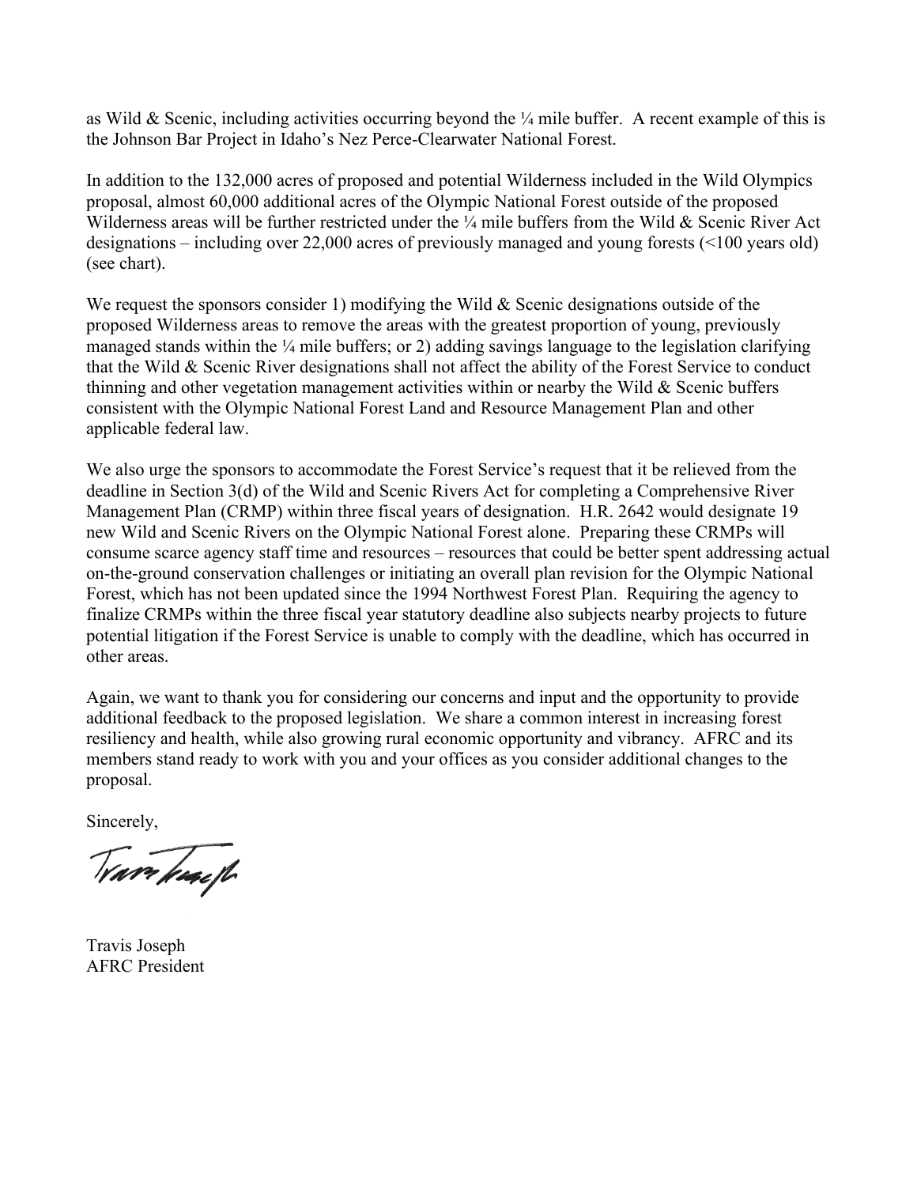as Wild & Scenic, including activities occurring beyond the ¼ mile buffer. A recent example of this is the Johnson Bar Project in Idaho's Nez Perce-Clearwater National Forest.

In addition to the 132,000 acres of proposed and potential Wilderness included in the Wild Olympics proposal, almost 60,000 additional acres of the Olympic National Forest outside of the proposed Wilderness areas will be further restricted under the ¼ mile buffers from the Wild & Scenic River Act designations – including over 22,000 acres of previously managed and young forests (<100 years old) (see chart).

We request the sponsors consider 1) modifying the Wild & Scenic designations outside of the proposed Wilderness areas to remove the areas with the greatest proportion of young, previously managed stands within the ¼ mile buffers; or 2) adding savings language to the legislation clarifying that the Wild & Scenic River designations shall not affect the ability of the Forest Service to conduct thinning and other vegetation management activities within or nearby the Wild & Scenic buffers consistent with the Olympic National Forest Land and Resource Management Plan and other applicable federal law.

We also urge the sponsors to accommodate the Forest Service's request that it be relieved from the deadline in Section 3(d) of the Wild and Scenic Rivers Act for completing a Comprehensive River Management Plan (CRMP) within three fiscal years of designation. H.R. 2642 would designate 19 new Wild and Scenic Rivers on the Olympic National Forest alone. Preparing these CRMPs will consume scarce agency staff time and resources – resources that could be better spent addressing actual on-the-ground conservation challenges or initiating an overall plan revision for the Olympic National Forest, which has not been updated since the 1994 Northwest Forest Plan. Requiring the agency to finalize CRMPs within the three fiscal year statutory deadline also subjects nearby projects to future potential litigation if the Forest Service is unable to comply with the deadline, which has occurred in other areas.

Again, we want to thank you for considering our concerns and input and the opportunity to provide additional feedback to the proposed legislation. We share a common interest in increasing forest resiliency and health, while also growing rural economic opportunity and vibrancy. AFRC and its members stand ready to work with you and your offices as you consider additional changes to the proposal.

Sincerely,

Travis Joseph
AFRC President